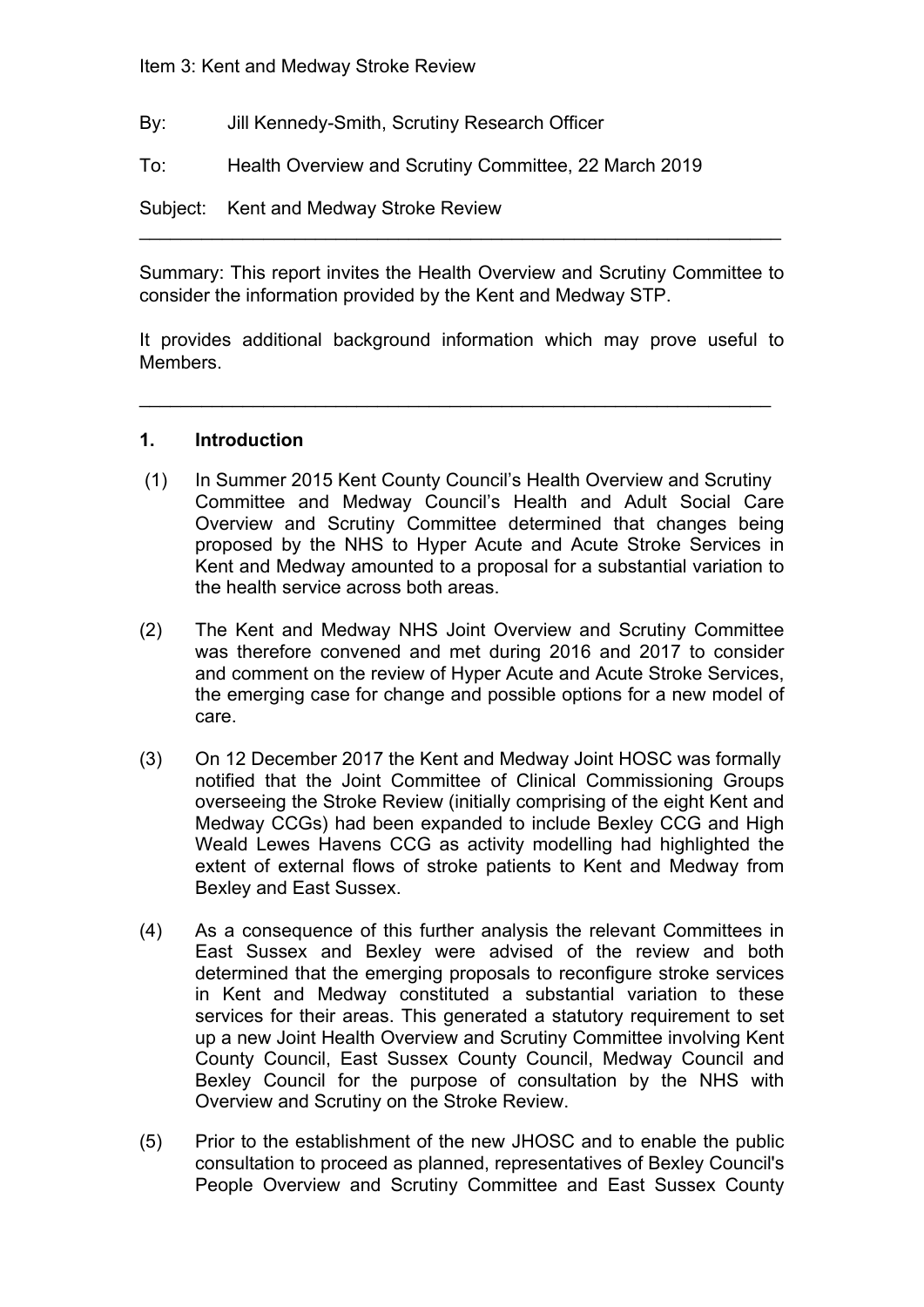Item 3: Kent and Medway Stroke Review

By: Jill Kennedy-Smith, Scrutiny Research Officer

To: Health Overview and Scrutiny Committee, 22 March 2019

Subject: Kent and Medway Stroke Review

---

Summary: This report invites the Health Overview and Scrutiny Committee to consider the information provided by the Kent and Medway STP.

It provides additional background information which may prove useful to Members.

---

## 1. Introduction

(1) In Summer 2015 Kent County Council's Health Overview and Scrutiny Committee and Medway Council's Health and Adult Social Care Overview and Scrutiny Committee determined that changes being proposed by the NHS to Hyper Acute and Acute Stroke Services in Kent and Medway amounted to a proposal for a substantial variation to the health service across both areas.

(2) The Kent and Medway NHS Joint Overview and Scrutiny Committee was therefore convened and met during 2016 and 2017 to consider and comment on the review of Hyper Acute and Acute Stroke Services, the emerging case for change and possible options for a new model of care.

(3) On 12 December 2017 the Kent and Medway Joint HOSC was formally notified that the Joint Committee of Clinical Commissioning Groups overseeing the Stroke Review (initially comprising of the eight Kent and Medway CCGs) had been expanded to include Bexley CCG and High Weald Lewes Havens CCG as activity modelling had highlighted the extent of external flows of stroke patients to Kent and Medway from Bexley and East Sussex.

(4) As a consequence of this further analysis the relevant Committees in East Sussex and Bexley were advised of the review and both determined that the emerging proposals to reconfigure stroke services in Kent and Medway constituted a substantial variation to these services for their areas. This generated a statutory requirement to set up a new Joint Health Overview and Scrutiny Committee involving Kent County Council, East Sussex County Council, Medway Council and Bexley Council for the purpose of consultation by the NHS with Overview and Scrutiny on the Stroke Review.

(5) Prior to the establishment of the new JHOSC and to enable the public consultation to proceed as planned, representatives of Bexley Council's People Overview and Scrutiny Committee and East Sussex County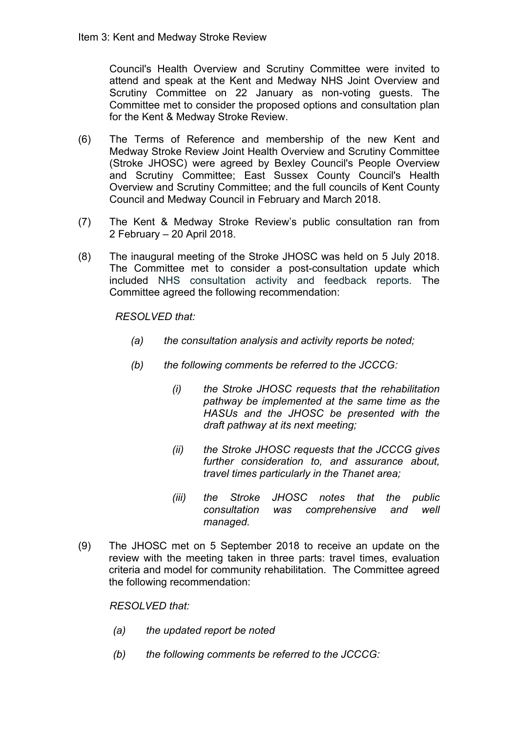Council's Health Overview and Scrutiny Committee were invited to attend and speak at the Kent and Medway NHS Joint Overview and Scrutiny Committee on 22 January as non-voting guests. The Committee met to consider the proposed options and consultation plan for the Kent & Medway Stroke Review.

(6) The Terms of Reference and membership of the new Kent and Medway Stroke Review Joint Health Overview and Scrutiny Committee (Stroke JHOSC) were agreed by Bexley Council's People Overview and Scrutiny Committee; East Sussex County Council's Health Overview and Scrutiny Committee; and the full councils of Kent County Council and Medway Council in February and March 2018.

(7) The Kent & Medway Stroke Review's public consultation ran from 2 February – 20 April 2018.

(8) The inaugural meeting of the Stroke JHOSC was held on 5 July 2018. The Committee met to consider a post-consultation update which included NHS consultation activity and feedback reports. The Committee agreed the following recommendation:

*RESOLVED that:*

*(a) the consultation analysis and activity reports be noted;*

*(b) the following comments be referred to the JCCCG:*

*(i) the Stroke JHOSC requests that the rehabilitation pathway be implemented at the same time as the HASUs and the JHOSC be presented with the draft pathway at its next meeting;*

*(ii) the Stroke JHOSC requests that the JCCCG gives further consideration to, and assurance about, travel times particularly in the Thanet area;*

*(iii) the Stroke JHOSC notes that the public consultation was comprehensive and well managed.*

(9) The JHOSC met on 5 September 2018 to receive an update on the review with the meeting taken in three parts: travel times, evaluation criteria and model for community rehabilitation. The Committee agreed the following recommendation:

*RESOLVED that:*

*(a) the updated report be noted*

*(b) the following comments be referred to the JCCCG:*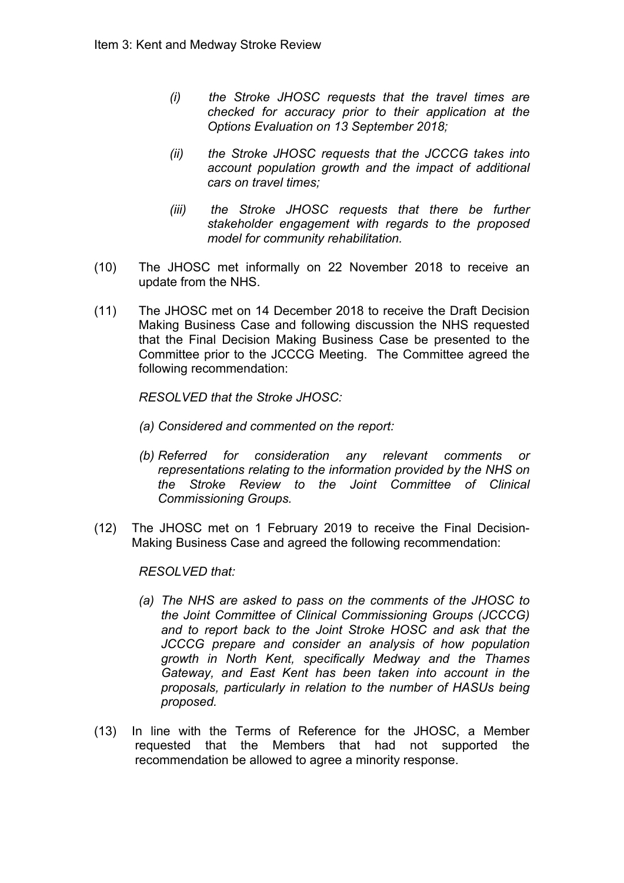*(i) the Stroke JHOSC requests that the travel times are checked for accuracy prior to their application at the Options Evaluation on 13 September 2018;*

*(ii) the Stroke JHOSC requests that the JCCCG takes into account population growth and the impact of additional cars on travel times;*

*(iii) the Stroke JHOSC requests that there be further stakeholder engagement with regards to the proposed model for community rehabilitation.*

(10) The JHOSC met informally on 22 November 2018 to receive an update from the NHS.

(11) The JHOSC met on 14 December 2018 to receive the Draft Decision Making Business Case and following discussion the NHS requested that the Final Decision Making Business Case be presented to the Committee prior to the JCCCG Meeting. The Committee agreed the following recommendation:

*RESOLVED that the Stroke JHOSC:*

*(a) Considered and commented on the report:*

*(b) Referred for consideration any relevant comments or representations relating to the information provided by the NHS on the Stroke Review to the Joint Committee of Clinical Commissioning Groups.*

(12) The JHOSC met on 1 February 2019 to receive the Final Decision-Making Business Case and agreed the following recommendation:

*RESOLVED that:*

*(a) The NHS are asked to pass on the comments of the JHOSC to the Joint Committee of Clinical Commissioning Groups (JCCCG) and to report back to the Joint Stroke HOSC and ask that the JCCCG prepare and consider an analysis of how population growth in North Kent, specifically Medway and the Thames Gateway, and East Kent has been taken into account in the proposals, particularly in relation to the number of HASUs being proposed.*

(13) In line with the Terms of Reference for the JHOSC, a Member requested that the Members that had not supported the recommendation be allowed to agree a minority response.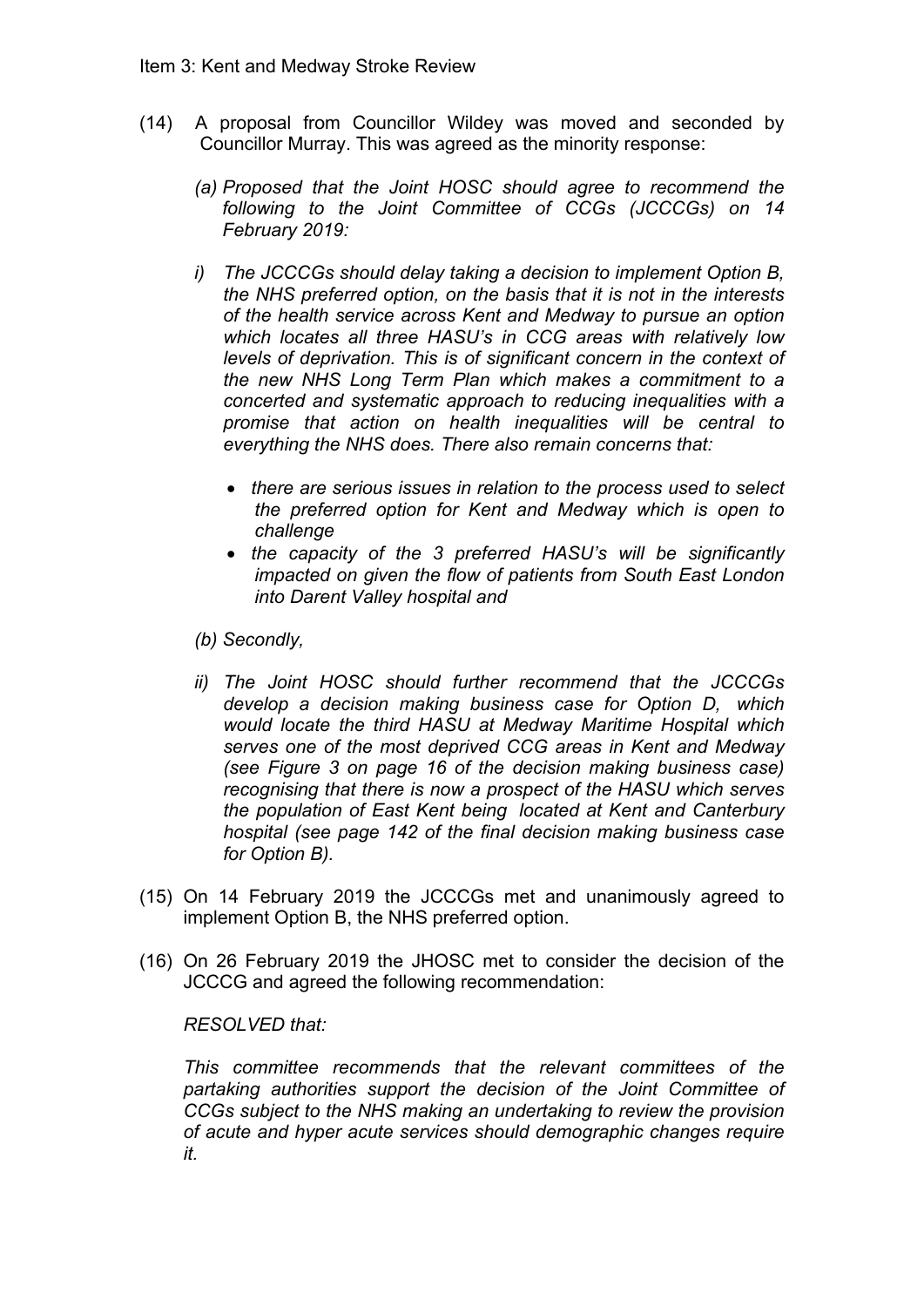(14) A proposal from Councillor Wildey was moved and seconded by Councillor Murray. This was agreed as the minority response:

*(a) Proposed that the Joint HOSC should agree to recommend the following to the Joint Committee of CCGs (JCCCGs) on 14 February 2019:*

*i) The JCCCGs should delay taking a decision to implement Option B, the NHS preferred option, on the basis that it is not in the interests of the health service across Kent and Medway to pursue an option which locates all three HASU's in CCG areas with relatively low levels of deprivation. This is of significant concern in the context of the new NHS Long Term Plan which makes a commitment to a concerted and systematic approach to reducing inequalities with a promise that action on health inequalities will be central to everything the NHS does. There also remain concerns that:*

- *there are serious issues in relation to the process used to select the preferred option for Kent and Medway which is open to challenge*
- *the capacity of the 3 preferred HASU's will be significantly impacted on given the flow of patients from South East London into Darent Valley hospital and*

*(b) Secondly,*

*ii) The Joint HOSC should further recommend that the JCCCGs develop a decision making business case for Option D, which would locate the third HASU at Medway Maritime Hospital which serves one of the most deprived CCG areas in Kent and Medway (see Figure 3 on page 16 of the decision making business case) recognising that there is now a prospect of the HASU which serves the population of East Kent being located at Kent and Canterbury hospital (see page 142 of the final decision making business case for Option B).*

(15) On 14 February 2019 the JCCCGs met and unanimously agreed to implement Option B, the NHS preferred option.

(16) On 26 February 2019 the JHOSC met to consider the decision of the JCCCG and agreed the following recommendation:

*RESOLVED that:*

*This committee recommends that the relevant committees of the partaking authorities support the decision of the Joint Committee of CCGs subject to the NHS making an undertaking to review the provision of acute and hyper acute services should demographic changes require it.*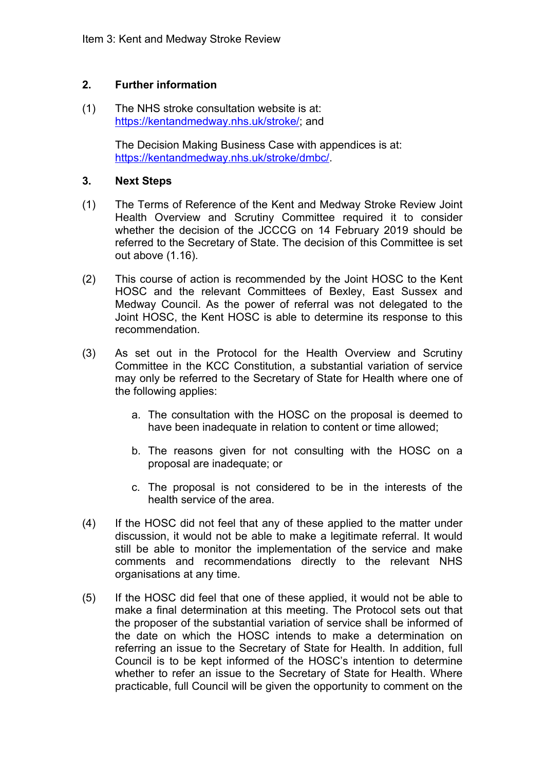## 2. Further information

(1) The NHS stroke consultation website is at: https://kentandmedway.nhs.uk/stroke/; and

The Decision Making Business Case with appendices is at: https://kentandmedway.nhs.uk/stroke/dmbc/.

## 3. Next Steps

(1) The Terms of Reference of the Kent and Medway Stroke Review Joint Health Overview and Scrutiny Committee required it to consider whether the decision of the JCCCG on 14 February 2019 should be referred to the Secretary of State. The decision of this Committee is set out above (1.16).

(2) This course of action is recommended by the Joint HOSC to the Kent HOSC and the relevant Committees of Bexley, East Sussex and Medway Council. As the power of referral was not delegated to the Joint HOSC, the Kent HOSC is able to determine its response to this recommendation.

(3) As set out in the Protocol for the Health Overview and Scrutiny Committee in the KCC Constitution, a substantial variation of service may only be referred to the Secretary of State for Health where one of the following applies:

a. The consultation with the HOSC on the proposal is deemed to have been inadequate in relation to content or time allowed;

b. The reasons given for not consulting with the HOSC on a proposal are inadequate; or

c. The proposal is not considered to be in the interests of the health service of the area.

(4) If the HOSC did not feel that any of these applied to the matter under discussion, it would not be able to make a legitimate referral. It would still be able to monitor the implementation of the service and make comments and recommendations directly to the relevant NHS organisations at any time.

(5) If the HOSC did feel that one of these applied, it would not be able to make a final determination at this meeting. The Protocol sets out that the proposer of the substantial variation of service shall be informed of the date on which the HOSC intends to make a determination on referring an issue to the Secretary of State for Health. In addition, full Council is to be kept informed of the HOSC's intention to determine whether to refer an issue to the Secretary of State for Health. Where practicable, full Council will be given the opportunity to comment on the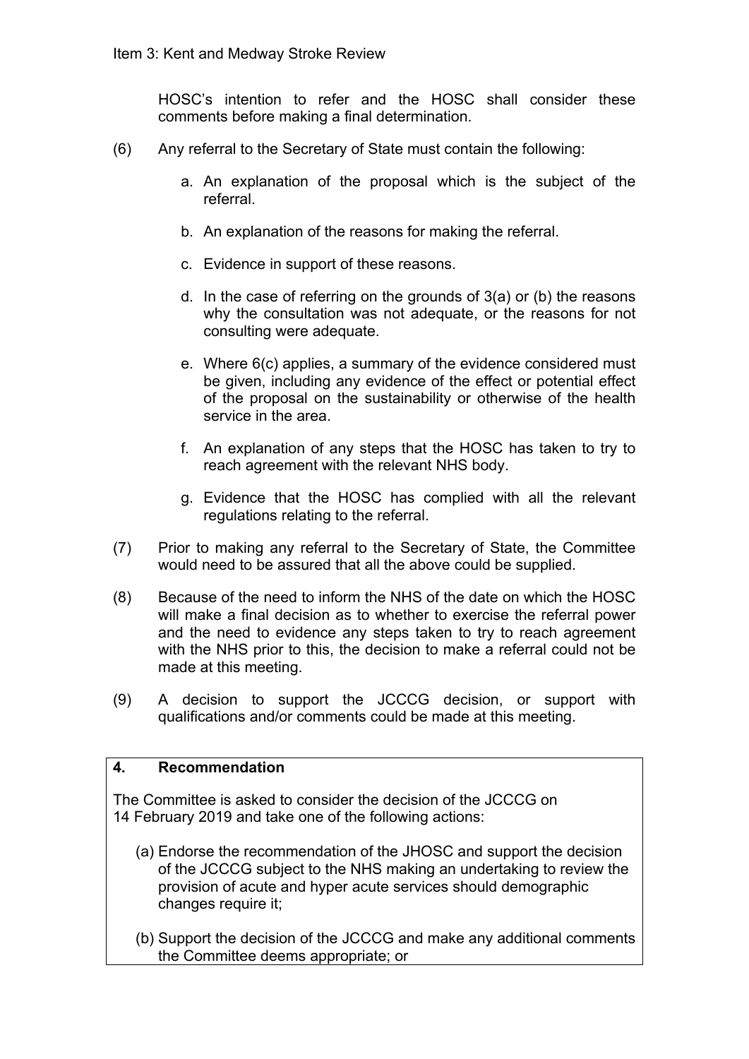HOSC's intention to refer and the HOSC shall consider these comments before making a final determination.

(6) Any referral to the Secretary of State must contain the following:

a. An explanation of the proposal which is the subject of the referral.

b. An explanation of the reasons for making the referral.

c. Evidence in support of these reasons.

d. In the case of referring on the grounds of 3(a) or (b) the reasons why the consultation was not adequate, or the reasons for not consulting were adequate.

e. Where 6(c) applies, a summary of the evidence considered must be given, including any evidence of the effect or potential effect of the proposal on the sustainability or otherwise of the health service in the area.

f. An explanation of any steps that the HOSC has taken to try to reach agreement with the relevant NHS body.

g. Evidence that the HOSC has complied with all the relevant regulations relating to the referral.

(7) Prior to making any referral to the Secretary of State, the Committee would need to be assured that all the above could be supplied.

(8) Because of the need to inform the NHS of the date on which the HOSC will make a final decision as to whether to exercise the referral power and the need to evidence any steps taken to try to reach agreement with the NHS prior to this, the decision to make a referral could not be made at this meeting.

(9) A decision to support the JCCCG decision, or support with qualifications and/or comments could be made at this meeting.

## 4. Recommendation

The Committee is asked to consider the decision of the JCCCG on 14 February 2019 and take one of the following actions:

(a) Endorse the recommendation of the JHOSC and support the decision of the JCCCG subject to the NHS making an undertaking to review the provision of acute and hyper acute services should demographic changes require it;

(b) Support the decision of the JCCCG and make any additional comments the Committee deems appropriate; or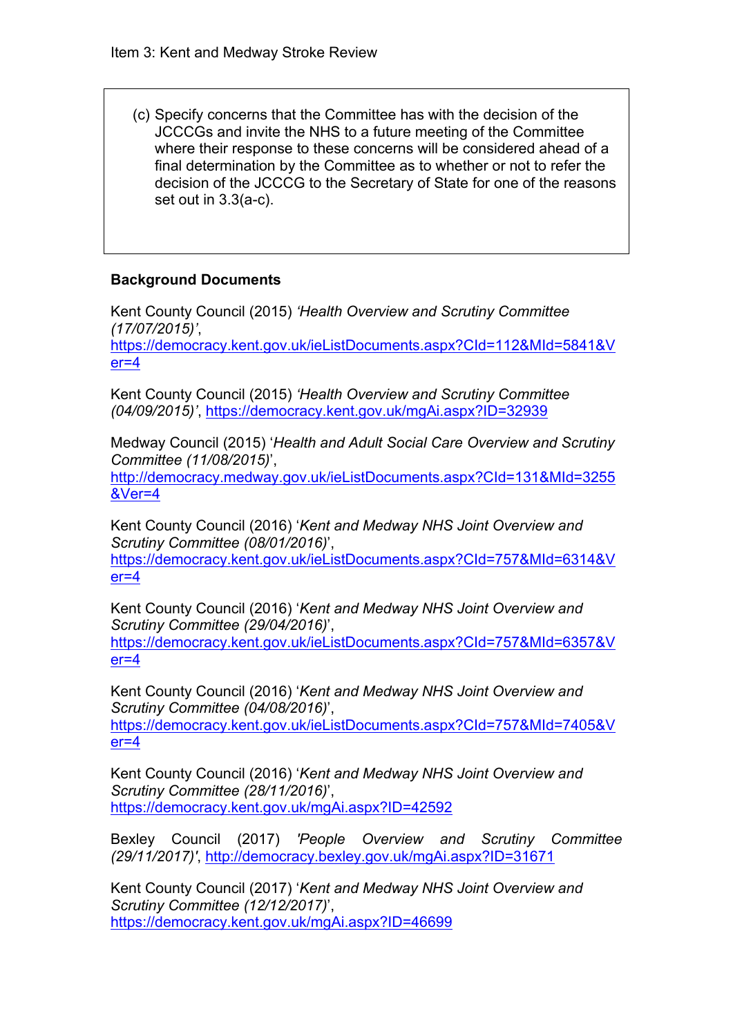Item 3: Kent and Medway Stroke Review

(c) Specify concerns that the Committee has with the decision of the JCCCGs and invite the NHS to a future meeting of the Committee where their response to these concerns will be considered ahead of a final determination by the Committee as to whether or not to refer the decision of the JCCCG to the Secretary of State for one of the reasons set out in 3.3(a-c).

**Background Documents**

Kent County Council (2015) *'Health Overview and Scrutiny Committee (17/07/2015)'*, https://democracy.kent.gov.uk/ieListDocuments.aspx?CId=112&MId=5841&Ver=4

Kent County Council (2015) *'Health Overview and Scrutiny Committee (04/09/2015)'*, https://democracy.kent.gov.uk/mgAi.aspx?ID=32939

Medway Council (2015) '*Health and Adult Social Care Overview and Scrutiny Committee (11/08/2015)*', http://democracy.medway.gov.uk/ieListDocuments.aspx?CId=131&MId=3255&Ver=4

Kent County Council (2016) '*Kent and Medway NHS Joint Overview and Scrutiny Committee (08/01/2016)*', https://democracy.kent.gov.uk/ieListDocuments.aspx?CId=757&MId=6314&Ver=4

Kent County Council (2016) '*Kent and Medway NHS Joint Overview and Scrutiny Committee (29/04/2016)*', https://democracy.kent.gov.uk/ieListDocuments.aspx?CId=757&MId=6357&Ver=4

Kent County Council (2016) '*Kent and Medway NHS Joint Overview and Scrutiny Committee (04/08/2016)*', https://democracy.kent.gov.uk/ieListDocuments.aspx?CId=757&MId=7405&Ver=4

Kent County Council (2016) '*Kent and Medway NHS Joint Overview and Scrutiny Committee (28/11/2016)*', https://democracy.kent.gov.uk/mgAi.aspx?ID=42592

Bexley Council (2017) *'People Overview and Scrutiny Committee (29/11/2017)'*, http://democracy.bexley.gov.uk/mgAi.aspx?ID=31671

Kent County Council (2017) '*Kent and Medway NHS Joint Overview and Scrutiny Committee (12/12/2017)*', https://democracy.kent.gov.uk/mgAi.aspx?ID=46699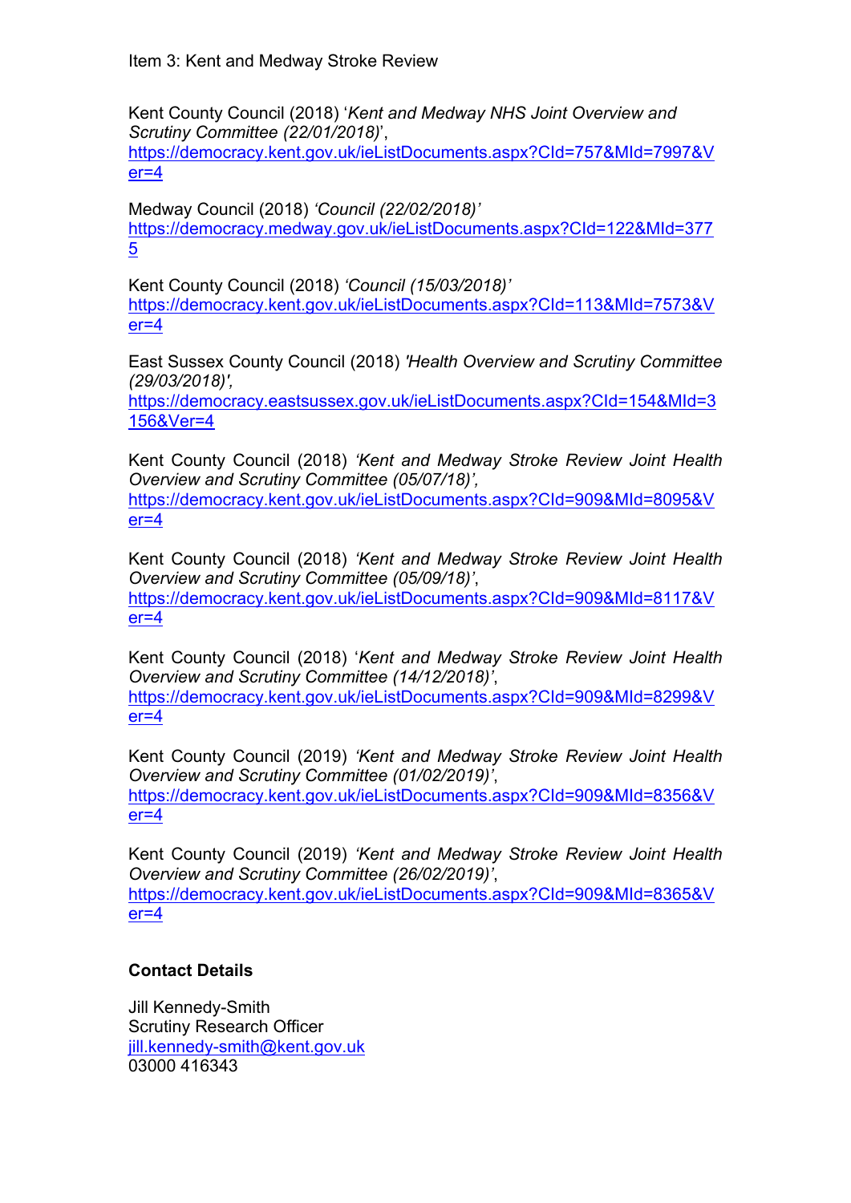Item 3: Kent and Medway Stroke Review

Kent County Council (2018) '*Kent and Medway NHS Joint Overview and Scrutiny Committee (22/01/2018)*', https://democracy.kent.gov.uk/ieListDocuments.aspx?CId=757&MId=7997&Ver=4

Medway Council (2018) *'Council (22/02/2018)'* https://democracy.medway.gov.uk/ieListDocuments.aspx?CId=122&MId=3775

Kent County Council (2018) *'Council (15/03/2018)'* https://democracy.kent.gov.uk/ieListDocuments.aspx?CId=113&MId=7573&Ver=4

East Sussex County Council (2018) *'Health Overview and Scrutiny Committee (29/03/2018)',* https://democracy.eastsussex.gov.uk/ieListDocuments.aspx?CId=154&MId=3156&Ver=4

Kent County Council (2018) *'Kent and Medway Stroke Review Joint Health Overview and Scrutiny Committee (05/07/18)',* https://democracy.kent.gov.uk/ieListDocuments.aspx?CId=909&MId=8095&Ver=4

Kent County Council (2018) *'Kent and Medway Stroke Review Joint Health Overview and Scrutiny Committee (05/09/18)'*, https://democracy.kent.gov.uk/ieListDocuments.aspx?CId=909&MId=8117&Ver=4

Kent County Council (2018) '*Kent and Medway Stroke Review Joint Health Overview and Scrutiny Committee (14/12/2018)'*, https://democracy.kent.gov.uk/ieListDocuments.aspx?CId=909&MId=8299&Ver=4

Kent County Council (2019) *'Kent and Medway Stroke Review Joint Health Overview and Scrutiny Committee (01/02/2019)'*, https://democracy.kent.gov.uk/ieListDocuments.aspx?CId=909&MId=8356&Ver=4

Kent County Council (2019) *'Kent and Medway Stroke Review Joint Health Overview and Scrutiny Committee (26/02/2019)'*, https://democracy.kent.gov.uk/ieListDocuments.aspx?CId=909&MId=8365&Ver=4

**Contact Details**

Jill Kennedy-Smith
Scrutiny Research Officer
jill.kennedy-smith@kent.gov.uk
03000 416343